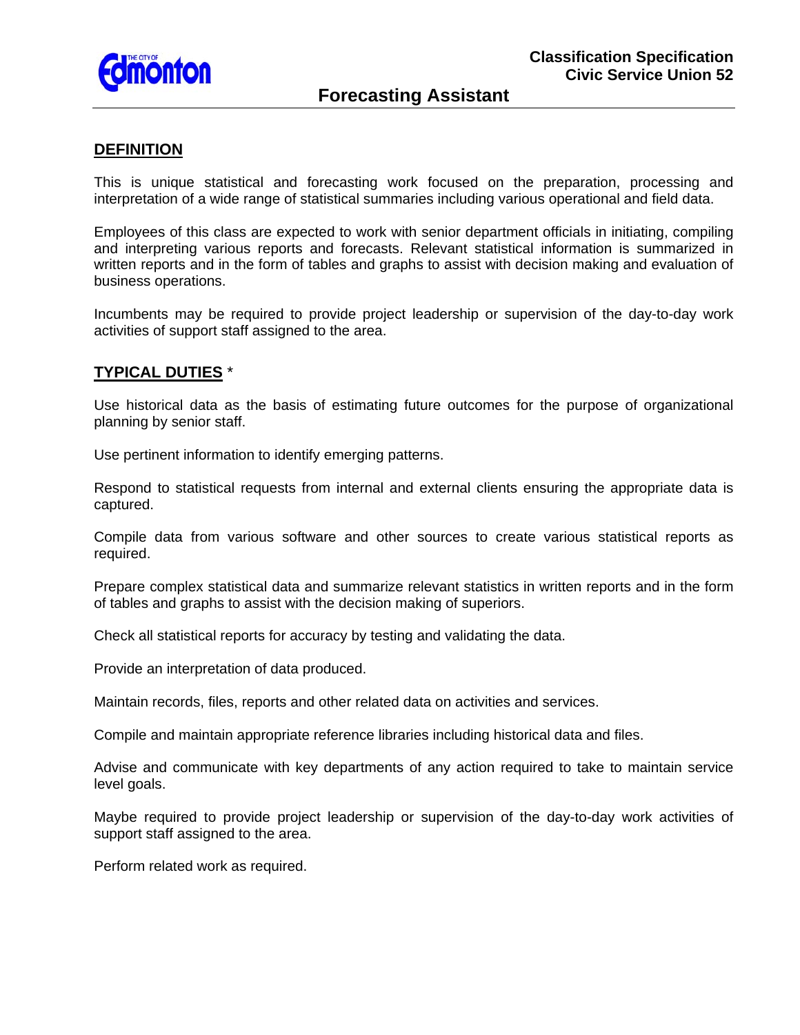Classification Specification
Civic Service Union 52

# Forecasting Assistant

## DEFINITION

This is unique statistical and forecasting work focused on the preparation, processing and interpretation of a wide range of statistical summaries including various operational and field data.

Employees of this class are expected to work with senior department officials in initiating, compiling and interpreting various reports and forecasts. Relevant statistical information is summarized in written reports and in the form of tables and graphs to assist with decision making and evaluation of business operations.

Incumbents may be required to provide project leadership or supervision of the day-to-day work activities of support staff assigned to the area.

## TYPICAL DUTIES *

Use historical data as the basis of estimating future outcomes for the purpose of organizational planning by senior staff.

Use pertinent information to identify emerging patterns.

Respond to statistical requests from internal and external clients ensuring the appropriate data is captured.

Compile data from various software and other sources to create various statistical reports as required.

Prepare complex statistical data and summarize relevant statistics in written reports and in the form of tables and graphs to assist with the decision making of superiors.

Check all statistical reports for accuracy by testing and validating the data.

Provide an interpretation of data produced.

Maintain records, files, reports and other related data on activities and services.

Compile and maintain appropriate reference libraries including historical data and files.

Advise and communicate with key departments of any action required to take to maintain service level goals.

Maybe required to provide project leadership or supervision of the day-to-day work activities of support staff assigned to the area.

Perform related work as required.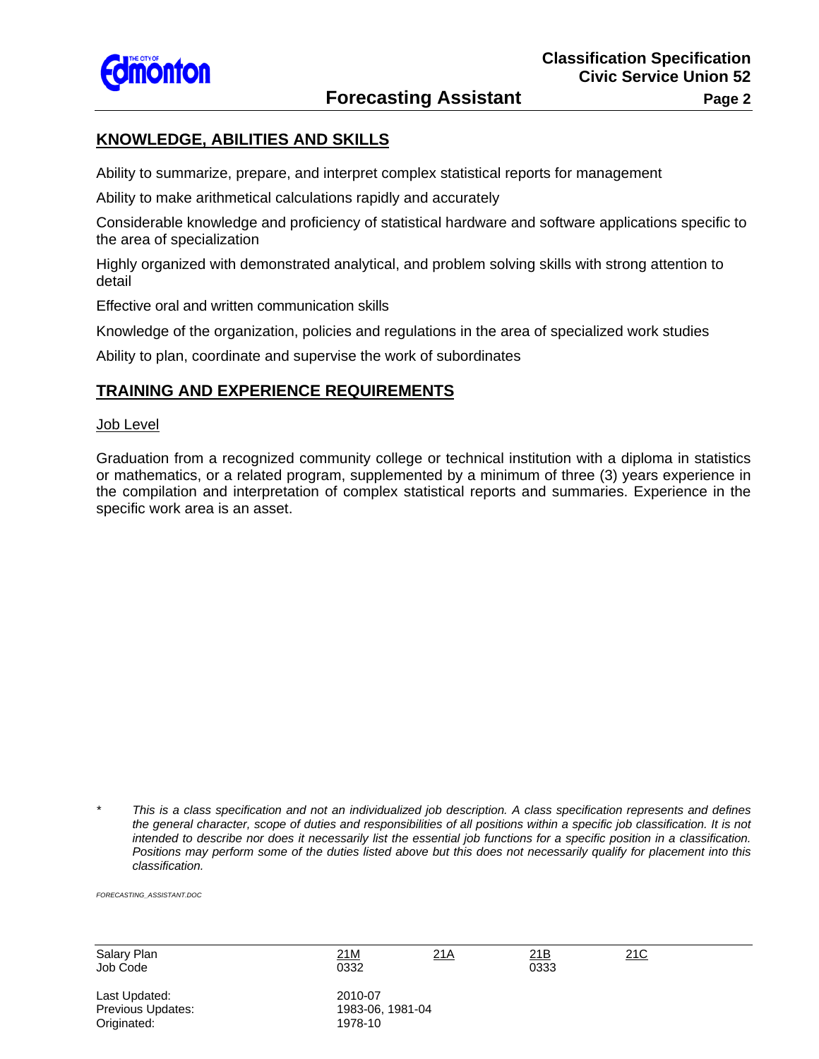## KNOWLEDGE, ABILITIES AND SKILLS

Ability to summarize, prepare, and interpret complex statistical reports for management

Ability to make arithmetical calculations rapidly and accurately

Considerable knowledge and proficiency of statistical hardware and software applications specific to the area of specialization

Highly organized with demonstrated analytical, and problem solving skills with strong attention to detail

Effective oral and written communication skills

Knowledge of the organization, policies and regulations in the area of specialized work studies

Ability to plan, coordinate and supervise the work of subordinates

## TRAINING AND EXPERIENCE REQUIREMENTS

Job Level

Graduation from a recognized community college or technical institution with a diploma in statistics or mathematics, or a related program, supplemented by a minimum of three (3) years experience in the compilation and interpretation of complex statistical reports and summaries. Experience in the specific work area is an asset.

\* *This is a class specification and not an individualized job description. A class specification represents and defines the general character, scope of duties and responsibilities of all positions within a specific job classification. It is not intended to describe nor does it necessarily list the essential job functions for a specific position in a classification. Positions may perform some of the duties listed above but this does not necessarily qualify for placement into this classification.*

*FORECASTING_ASSISTANT.DOC*

| | | | | |
|---|---|---|---|---|
| Salary Plan | 21M | 21A | 21B | 21C |
| Job Code | 0332 | | 0333 | |

| | |
|---|---|
| Last Updated: | 2010-07 |
| Previous Updates: | 1983-06, 1981-04 |
| Originated: | 1978-10 |